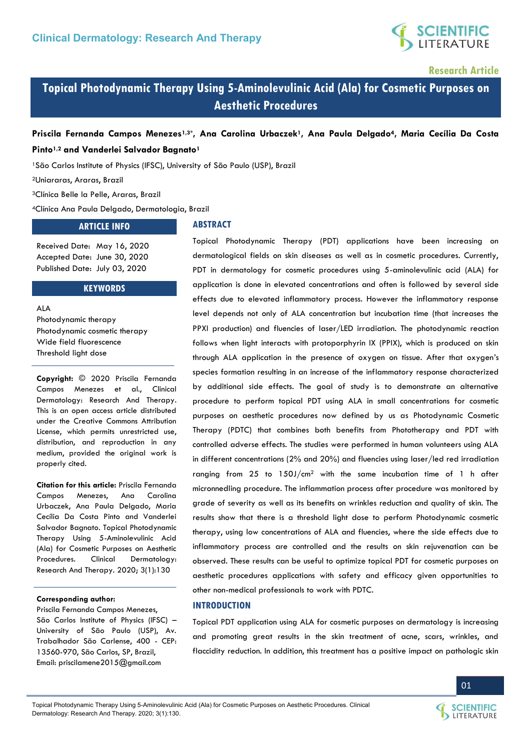Clinical Dermatology: Research And Therapy

Research Article

# Topical Photodynamic Therapy Using 5-Aminolevulinic Acid (Ala) for Cosmetic Purposes on Aesthetic Procedures

**Priscila Fernanda Campos Menezes[1,3*], Ana Carolina Urbaczek[1], Ana Paula Delgado[4], Maria Cecília Da Costa Pinto[1,2] and Vanderlei Salvador Bagnato[1]**

[1]São Carlos Institute of Physics (IFSC), University of São Paulo (USP), Brazil

[2]Uniararas, Araras, Brazil

[3]Clínica Belle la Pelle, Araras, Brazil

[4]Clínica Ana Paula Delgado, Dermatologia, Brazil

## ARTICLE INFO

Received Date: May 16, 2020
Accepted Date: June 30, 2020
Published Date: July 03, 2020

## KEYWORDS

ALA
Photodynamic therapy
Photodynamic cosmetic therapy
Wide field fluorescence
Threshold light dose

**Copyright:** © 2020 Priscila Fernanda Campos Menezes et al., Clinical Dermatology: Research And Therapy. This is an open access article distributed under the Creative Commons Attribution License, which permits unrestricted use, distribution, and reproduction in any medium, provided the original work is properly cited.

**Citation for this article:** Priscila Fernanda Campos Menezes, Ana Carolina Urbaczek, Ana Paula Delgado, Maria Cecília Da Costa Pinto and Vanderlei Salvador Bagnato. Topical Photodynamic Therapy Using 5-Aminolevulinic Acid (Ala) for Cosmetic Purposes on Aesthetic Procedures. Clinical Dermatology: Research And Therapy. 2020; 3(1):130

**Corresponding author:**
Priscila Fernanda Campos Menezes,
São Carlos Institute of Physics (IFSC) – University of São Paulo (USP), Av. Trabalhador São Carlense, 400 - CEP: 13560-970, São Carlos, SP, Brazil,
Email: priscilamene2015@gmail.com

## ABSTRACT

Topical Photodynamic Therapy (PDT) applications have been increasing on dermatological fields on skin diseases as well as in cosmetic procedures. Currently, PDT in dermatology for cosmetic procedures using 5-aminolevulinic acid (ALA) for application is done in elevated concentrations and often is followed by several side effects due to elevated inflammatory process. However the inflammatory response level depends not only of ALA concentration but incubation time (that increases the PPXI production) and fluencies of laser/LED irradiation. The photodynamic reaction follows when light interacts with protoporphyrin IX (PPIX), which is produced on skin through ALA application in the presence of oxygen on tissue. After that oxygen's species formation resulting in an increase of the inflammatory response characterized by additional side effects. The goal of study is to demonstrate an alternative procedure to perform topical PDT using ALA in small concentrations for cosmetic purposes on aesthetic procedures now defined by us as Photodynamic Cosmetic Therapy (PDTC) that combines both benefits from Phototherapy and PDT with controlled adverse effects. The studies were performed in human volunteers using ALA in different concentrations (2% and 20%) and fluencies using laser/led red irradiation ranging from 25 to 150J/cm$^2$ with the same incubation time of 1 h after micronnedling procedure. The inflammation process after procedure was monitored by grade of severity as well as its benefits on wrinkles reduction and quality of skin. The results show that there is a threshold light dose to perform Photodynamic cosmetic therapy, using low concentrations of ALA and fluencies, where the side effects due to inflammatory process are controlled and the results on skin rejuvenation can be observed. These results can be useful to optimize topical PDT for cosmetic purposes on aesthetic procedures applications with safety and efficacy given opportunities to other non-medical professionals to work with PDTC.

## INTRODUCTION

Topical PDT application using ALA for cosmetic purposes on dermatology is increasing and promoting great results in the skin treatment of acne, scars, wrinkles, and flaccidity reduction. In addition, this treatment has a positive impact on pathologic skin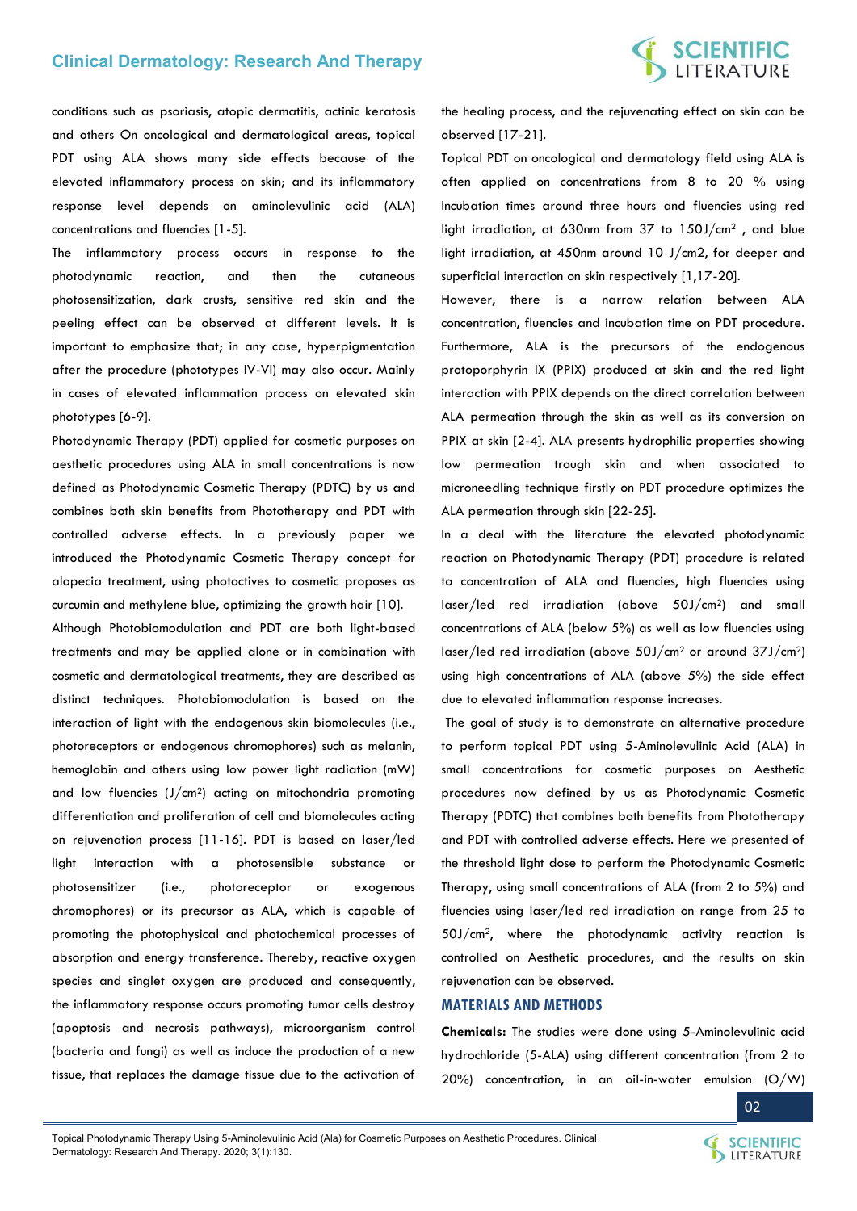conditions such as psoriasis, atopic dermatitis, actinic keratosis and others On oncological and dermatological areas, topical PDT using ALA shows many side effects because of the elevated inflammatory process on skin; and its inflammatory response level depends on aminolevulinic acid (ALA) concentrations and fluencies [1-5].

The inflammatory process occurs in response to the photodynamic reaction, and then the cutaneous photosensitization, dark crusts, sensitive red skin and the peeling effect can be observed at different levels. It is important to emphasize that; in any case, hyperpigmentation after the procedure (phototypes IV-VI) may also occur. Mainly in cases of elevated inflammation process on elevated skin phototypes [6-9].

Photodynamic Therapy (PDT) applied for cosmetic purposes on aesthetic procedures using ALA in small concentrations is now defined as Photodynamic Cosmetic Therapy (PDTC) by us and combines both skin benefits from Phototherapy and PDT with controlled adverse effects. In a previously paper we introduced the Photodynamic Cosmetic Therapy concept for alopecia treatment, using photoctives to cosmetic proposes as curcumin and methylene blue, optimizing the growth hair [10].

Although Photobiomodulation and PDT are both light-based treatments and may be applied alone or in combination with cosmetic and dermatological treatments, they are described as distinct techniques. Photobiomodulation is based on the interaction of light with the endogenous skin biomolecules (i.e., photoreceptors or endogenous chromophores) such as melanin, hemoglobin and others using low power light radiation (mW) and low fluencies (J/cm$^2$) acting on mitochondria promoting differentiation and proliferation of cell and biomolecules acting on rejuvenation process [11-16]. PDT is based on laser/led light interaction with a photosensible substance or photosensitizer (i.e., photoreceptor or exogenous chromophores) or its precursor as ALA, which is capable of promoting the photophysical and photochemical processes of absorption and energy transference. Thereby, reactive oxygen species and singlet oxygen are produced and consequently, the inflammatory response occurs promoting tumor cells destroy (apoptosis and necrosis pathways), microorganism control (bacteria and fungi) as well as induce the production of a new tissue, that replaces the damage tissue due to the activation of the healing process, and the rejuvenating effect on skin can be observed [17-21].

Topical PDT on oncological and dermatology field using ALA is often applied on concentrations from 8 to 20 % using Incubation times around three hours and fluencies using red light irradiation, at 630nm from 37 to 150J/cm$^2$ , and blue light irradiation, at 450nm around 10 J/cm2, for deeper and superficial interaction on skin respectively [1,17-20].

However, there is a narrow relation between ALA concentration, fluencies and incubation time on PDT procedure. Furthermore, ALA is the precursors of the endogenous protoporphyrin IX (PPIX) produced at skin and the red light interaction with PPIX depends on the direct correlation between ALA permeation through the skin as well as its conversion on PPIX at skin [2-4]. ALA presents hydrophilic properties showing low permeation trough skin and when associated to microneedling technique firstly on PDT procedure optimizes the ALA permeation through skin [22-25].

In a deal with the literature the elevated photodynamic reaction on Photodynamic Therapy (PDT) procedure is related to concentration of ALA and fluencies, high fluencies using laser/led red irradiation (above 50J/cm$^2$) and small concentrations of ALA (below 5%) as well as low fluencies using laser/led red irradiation (above 50J/cm$^2$ or around 37J/cm$^2$) using high concentrations of ALA (above 5%) the side effect due to elevated inflammation response increases.

The goal of study is to demonstrate an alternative procedure to perform topical PDT using 5-Aminolevulinic Acid (ALA) in small concentrations for cosmetic purposes on Aesthetic procedures now defined by us as Photodynamic Cosmetic Therapy (PDTC) that combines both benefits from Phototherapy and PDT with controlled adverse effects. Here we presented of the threshold light dose to perform the Photodynamic Cosmetic Therapy, using small concentrations of ALA (from 2 to 5%) and fluencies using laser/led red irradiation on range from 25 to 50J/cm$^2$, where the photodynamic activity reaction is controlled on Aesthetic procedures, and the results on skin rejuvenation can be observed.

## MATERIALS AND METHODS

**Chemicals:** The studies were done using 5-Aminolevulinic acid hydrochloride (5-ALA) using different concentration (from 2 to 20%) concentration, in an oil-in-water emulsion (O/W)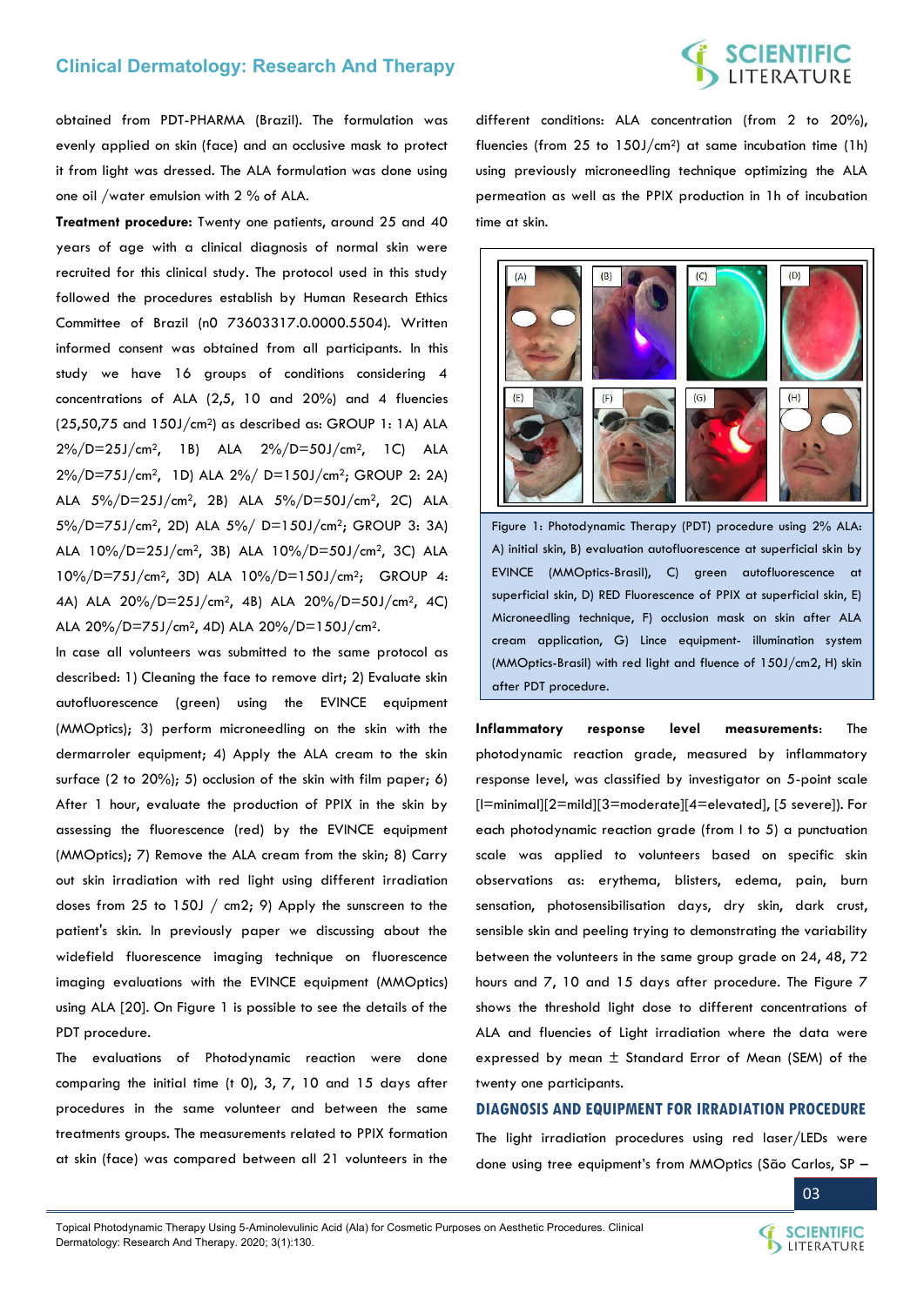obtained from PDT-PHARMA (Brazil). The formulation was evenly applied on skin (face) and an occlusive mask to protect it from light was dressed. The ALA formulation was done using one oil /water emulsion with 2 % of ALA.

**Treatment procedure:** Twenty one patients, around 25 and 40 years of age with a clinical diagnosis of normal skin were recruited for this clinical study. The protocol used in this study followed the procedures establish by Human Research Ethics Committee of Brazil (n0 73603317.0.0000.5504). Written informed consent was obtained from all participants. In this study we have 16 groups of conditions considering 4 concentrations of ALA (2,5, 10 and 20%) and 4 fluencies (25,50,75 and 150J/cm$^2$) as described as: GROUP 1: 1A) ALA 2%/D=25J/cm$^2$, 1B) ALA 2%/D=50J/cm$^2$, 1C) ALA 2%/D=75J/cm$^2$, 1D) ALA 2%/ D=150J/cm$^2$; GROUP 2: 2A) ALA 5%/D=25J/cm$^2$, 2B) ALA 5%/D=50J/cm$^2$, 2C) ALA 5%/D=75J/cm$^2$, 2D) ALA 5%/ D=150J/cm$^2$; GROUP 3: 3A) ALA 10%/D=25J/cm$^2$, 3B) ALA 10%/D=50J/cm$^2$, 3C) ALA 10%/D=75J/cm$^2$, 3D) ALA 10%/D=150J/cm$^2$; GROUP 4: 4A) ALA 20%/D=25J/cm$^2$, 4B) ALA 20%/D=50J/cm$^2$, 4C) ALA 20%/D=75J/cm$^2$, 4D) ALA 20%/D=150J/cm$^2$.

In case all volunteers was submitted to the same protocol as described: 1) Cleaning the face to remove dirt; 2) Evaluate skin autofluorescence (green) using the EVINCE equipment (MMOptics); 3) perform microneedling on the skin with the dermarroler equipment; 4) Apply the ALA cream to the skin surface (2 to 20%); 5) occlusion of the skin with film paper; 6) After 1 hour, evaluate the production of PPIX in the skin by assessing the fluorescence (red) by the EVINCE equipment (MMOptics); 7) Remove the ALA cream from the skin; 8) Carry out skin irradiation with red light using different irradiation doses from 25 to 150J / cm2; 9) Apply the sunscreen to the patient's skin. In previously paper we discussing about the widefield fluorescence imaging technique on fluorescence imaging evaluations with the EVINCE equipment (MMOptics) using ALA [20]. On Figure 1 is possible to see the details of the PDT procedure.

The evaluations of Photodynamic reaction were done comparing the initial time (t 0), 3, 7, 10 and 15 days after procedures in the same volunteer and between the same treatments groups. The measurements related to PPIX formation at skin (face) was compared between all 21 volunteers in the different conditions: ALA concentration (from 2 to 20%), fluencies (from 25 to 150J/cm$^2$) at same incubation time (1h) using previously microneedling technique optimizing the ALA permeation as well as the PPIX production in 1h of incubation time at skin.

Figure 1: Photodynamic Therapy (PDT) procedure using 2% ALA: A) initial skin, B) evaluation autofluorescence at superficial skin by EVINCE (MMOptics-Brasil), C) green autofluorescence at superficial skin, D) RED Fluorescence of PPIX at superficial skin, E) Microneedling technique, F) occlusion mask on skin after ALA cream application, G) Lince equipment- illumination system (MMOptics-Brasil) with red light and fluence of 150J/cm2, H) skin after PDT procedure.

**Inflammatory response level measurements:** The photodynamic reaction grade, measured by inflammatory response level, was classified by investigator on 5-point scale [l=minimal][2=mild][3=moderate][4=elevated], [5 severe]). For each photodynamic reaction grade (from l to 5) a punctuation scale was applied to volunteers based on specific skin observations as: erythema, blisters, edema, pain, burn sensation, photosensibilisation days, dry skin, dark crust, sensible skin and peeling trying to demonstrating the variability between the volunteers in the same group grade on 24, 48, 72 hours and 7, 10 and 15 days after procedure. The Figure 7 shows the threshold light dose to different concentrations of ALA and fluencies of Light irradiation where the data were expressed by mean ± Standard Error of Mean (SEM) of the twenty one participants.

## DIAGNOSIS AND EQUIPMENT FOR IRRADIATION PROCEDURE

The light irradiation procedures using red laser/LEDs were done using tree equipment's from MMOptics (São Carlos, SP –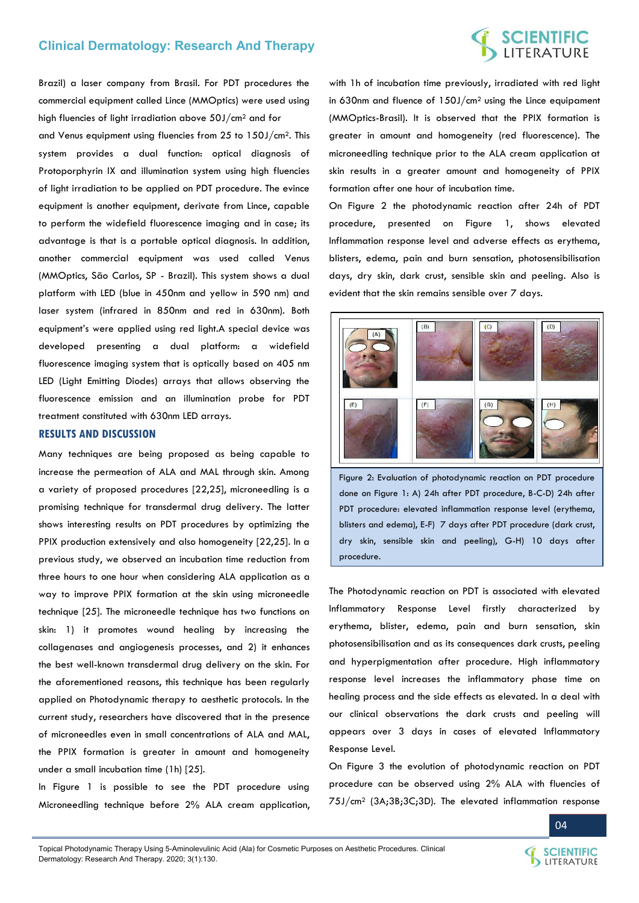Brazil) a laser company from Brasil. For PDT procedures the commercial equipment called Lince (MMOptics) were used using high fluencies of light irradiation above 50J/cm$^2$ and for and Venus equipment using fluencies from 25 to 150J/cm$^2$. This system provides a dual function: optical diagnosis of Protoporphyrin IX and illumination system using high fluencies of light irradiation to be applied on PDT procedure. The evince equipment is another equipment, derivate from Lince, capable to perform the widefield fluorescence imaging and in case; its advantage is that is a portable optical diagnosis. In addition, another commercial equipment was used called Venus (MMOptics, São Carlos, SP - Brazil). This system shows a dual platform with LED (blue in 450nm and yellow in 590 nm) and laser system (infrared in 850nm and red in 630nm). Both equipment's were applied using red light.A special device was developed presenting a dual platform: a widefield fluorescence imaging system that is optically based on 405 nm LED (Light Emitting Diodes) arrays that allows observing the fluorescence emission and an illumination probe for PDT treatment constituted with 630nm LED arrays.

## RESULTS AND DISCUSSION

Many techniques are being proposed as being capable to increase the permeation of ALA and MAL through skin. Among a variety of proposed procedures [22,25], microneedling is a promising technique for transdermal drug delivery. The latter shows interesting results on PDT procedures by optimizing the PPIX production extensively and also homogeneity [22,25]. In a previous study, we observed an incubation time reduction from three hours to one hour when considering ALA application as a way to improve PPIX formation at the skin using microneedle technique [25]. The microneedle technique has two functions on skin: 1) it promotes wound healing by increasing the collagenases and angiogenesis processes, and 2) it enhances the best well-known transdermal drug delivery on the skin. For the aforementioned reasons, this technique has been regularly applied on Photodynamic therapy to aesthetic protocols. In the current study, researchers have discovered that in the presence of microneedles even in small concentrations of ALA and MAL, the PPIX formation is greater in amount and homogeneity under a small incubation time (1h) [25].

In Figure 1 is possible to see the PDT procedure using Microneedling technique before 2% ALA cream application, with 1h of incubation time previously, irradiated with red light in 630nm and fluence of 150J/cm$^2$ using the Lince equipament (MMOptics-Brasil). It is observed that the PPIX formation is greater in amount and homogeneity (red fluorescence). The microneedling technique prior to the ALA cream application at skin results in a greater amount and homogeneity of PPIX formation after one hour of incubation time.

On Figure 2 the photodynamic reaction after 24h of PDT procedure, presented on Figure 1, shows elevated Inflammation response level and adverse effects as erythema, blisters, edema, pain and burn sensation, photosensibilisation days, dry skin, dark crust, sensible skin and peeling. Also is evident that the skin remains sensible over 7 days.

Figure 2: Evaluation of photodynamic reaction on PDT procedure done on Figure 1: A) 24h after PDT procedure, B-C-D) 24h after PDT procedure: elevated inflammation response level (erythema, blisters and edema), E-F) 7 days after PDT procedure (dark crust, dry skin, sensible skin and peeling), G-H) 10 days after procedure.

The Photodynamic reaction on PDT is associated with elevated Inflammatory Response Level firstly characterized by erythema, blister, edema, pain and burn sensation, skin photosensibilisation and as its consequences dark crusts, peeling and hyperpigmentation after procedure. High inflammatory response level increases the inflammatory phase time on healing process and the side effects as elevated. In a deal with our clinical observations the dark crusts and peeling will appears over 3 days in cases of elevated Inflammatory Response Level.

On Figure 3 the evolution of photodynamic reaction on PDT procedure can be observed using 2% ALA with fluencies of 75J/cm$^2$ (3A;3B;3C;3D). The elevated inflammation response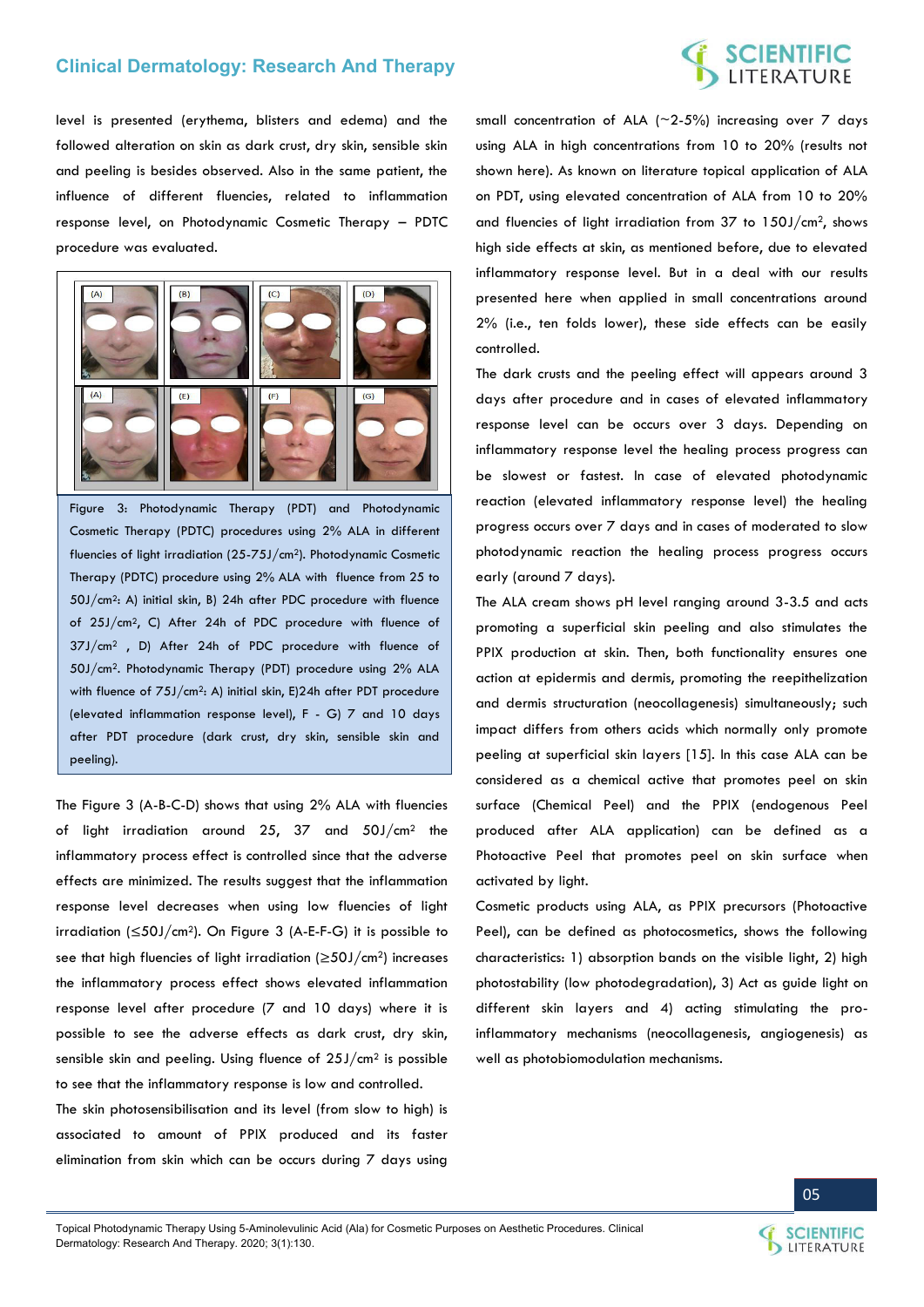level is presented (erythema, blisters and edema) and the followed alteration on skin as dark crust, dry skin, sensible skin and peeling is besides observed. Also in the same patient, the influence of different fluencies, related to inflammation response level, on Photodynamic Cosmetic Therapy – PDTC procedure was evaluated.

Figure 3: Photodynamic Therapy (PDT) and Photodynamic Cosmetic Therapy (PDTC) procedures using 2% ALA in different fluencies of light irradiation (25-75J/cm$^2$). Photodynamic Cosmetic Therapy (PDTC) procedure using 2% ALA with fluence from 25 to 50J/cm$^2$: A) initial skin, B) 24h after PDC procedure with fluence of 25J/cm$^2$, C) After 24h of PDC procedure with fluence of 37J/cm$^2$ , D) After 24h of PDC procedure with fluence of 50J/cm$^2$. Photodynamic Therapy (PDT) procedure using 2% ALA with fluence of 75J/cm$^2$: A) initial skin, E)24h after PDT procedure (elevated inflammation response level), F - G) 7 and 10 days after PDT procedure (dark crust, dry skin, sensible skin and peeling).

The Figure 3 (A-B-C-D) shows that using 2% ALA with fluencies of light irradiation around 25, 37 and 50J/cm$^2$ the inflammatory process effect is controlled since that the adverse effects are minimized. The results suggest that the inflammation response level decreases when using low fluencies of light irradiation ($\leq$50J/cm$^2$). On Figure 3 (A-E-F-G) it is possible to see that high fluencies of light irradiation ($\geq$50J/cm$^2$) increases the inflammatory process effect shows elevated inflammation response level after procedure (7 and 10 days) where it is possible to see the adverse effects as dark crust, dry skin, sensible skin and peeling. Using fluence of 25J/cm$^2$ is possible to see that the inflammatory response is low and controlled.

The skin photosensibilisation and its level (from slow to high) is associated to amount of PPIX produced and its faster elimination from skin which can be occurs during 7 days using small concentration of ALA (~2-5%) increasing over 7 days using ALA in high concentrations from 10 to 20% (results not shown here). As known on literature topical application of ALA on PDT, using elevated concentration of ALA from 10 to 20% and fluencies of light irradiation from 37 to 150J/cm$^2$, shows high side effects at skin, as mentioned before, due to elevated inflammatory response level. But in a deal with our results presented here when applied in small concentrations around 2% (i.e., ten folds lower), these side effects can be easily controlled.

The dark crusts and the peeling effect will appears around 3 days after procedure and in cases of elevated inflammatory response level can be occurs over 3 days. Depending on inflammatory response level the healing process progress can be slowest or fastest. In case of elevated photodynamic reaction (elevated inflammatory response level) the healing progress occurs over 7 days and in cases of moderated to slow photodynamic reaction the healing process progress occurs early (around 7 days).

The ALA cream shows pH level ranging around 3-3.5 and acts promoting a superficial skin peeling and also stimulates the PPIX production at skin. Then, both functionality ensures one action at epidermis and dermis, promoting the reepithelization and dermis structuration (neocollagenesis) simultaneously; such impact differs from others acids which normally only promote peeling at superficial skin layers [15]. In this case ALA can be considered as a chemical active that promotes peel on skin surface (Chemical Peel) and the PPIX (endogenous Peel produced after ALA application) can be defined as a Photoactive Peel that promotes peel on skin surface when activated by light.

Cosmetic products using ALA, as PPIX precursors (Photoactive Peel), can be defined as photocosmetics, shows the following characteristics: 1) absorption bands on the visible light, 2) high photostability (low photodegradation), 3) Act as guide light on different skin layers and 4) acting stimulating the pro-inflammatory mechanisms (neocollagenesis, angiogenesis) as well as photobiomodulation mechanisms.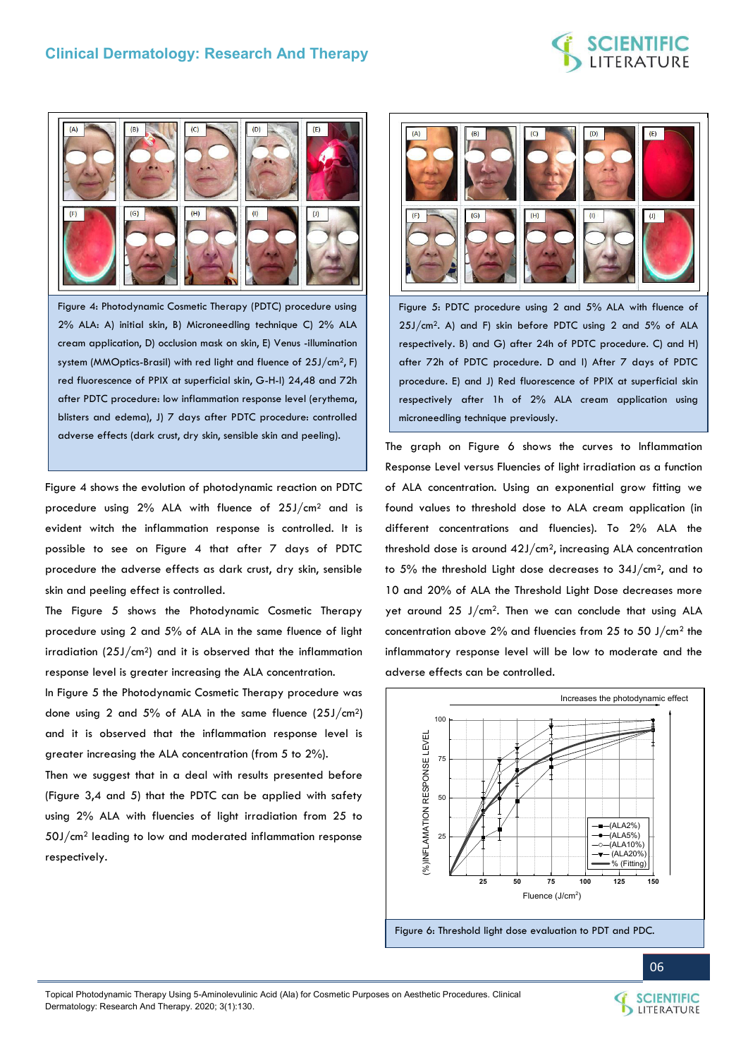Figure 4: Photodynamic Cosmetic Therapy (PDTC) procedure using 2% ALA: A) initial skin, B) Microneedling technique C) 2% ALA cream application, D) occlusion mask on skin, E) Venus -illumination system (MMOptics-Brasil) with red light and fluence of 25J/cm$^2$, F) red fluorescence of PPIX at superficial skin, G-H-I) 24,48 and 72h after PDTC procedure: low inflammation response level (erythema, blisters and edema), J) 7 days after PDTC procedure: controlled adverse effects (dark crust, dry skin, sensible skin and peeling).

Figure 4 shows the evolution of photodynamic reaction on PDTC procedure using 2% ALA with fluence of 25J/cm$^2$ and is evident witch the inflammation response is controlled. It is possible to see on Figure 4 that after 7 days of PDTC procedure the adverse effects as dark crust, dry skin, sensible skin and peeling effect is controlled.

The Figure 5 shows the Photodynamic Cosmetic Therapy procedure using 2 and 5% of ALA in the same fluence of light irradiation (25J/cm$^2$) and it is observed that the inflammation response level is greater increasing the ALA concentration.

In Figure 5 the Photodynamic Cosmetic Therapy procedure was done using 2 and 5% of ALA in the same fluence (25J/cm$^2$) and it is observed that the inflammation response level is greater increasing the ALA concentration (from 5 to 2%).

Then we suggest that in a deal with results presented before (Figure 3,4 and 5) that the PDTC can be applied with safety using 2% ALA with fluencies of light irradiation from 25 to 50J/cm$^2$ leading to low and moderated inflammation response respectively.

Figure 5: PDTC procedure using 2 and 5% ALA with fluence of 25J/cm$^2$. A) and F) skin before PDTC using 2 and 5% of ALA respectively. B) and G) after 24h of PDTC procedure. C) and H) after 72h of PDTC procedure. D and I) After 7 days of PDTC procedure. E) and J) Red fluorescence of PPIX at superficial skin respectively after 1h of 2% ALA cream application using microneedling technique previously.

The graph on Figure 6 shows the curves to Inflammation Response Level versus Fluencies of light irradiation as a function of ALA concentration. Using an exponential grow fitting we found values to threshold dose to ALA cream application (in different concentrations and fluencies). To 2% ALA the threshold dose is around 42J/cm$^2$, increasing ALA concentration to 5% the threshold Light dose decreases to 34J/cm$^2$, and to 10 and 20% of ALA the Threshold Light Dose decreases more yet around 25 J/cm$^2$. Then we can conclude that using ALA concentration above 2% and fluencies from 25 to 50 J/cm$^2$ the inflammatory response level will be low to moderate and the adverse effects can be controlled.

Figure 6: Threshold light dose evaluation to PDT and PDC.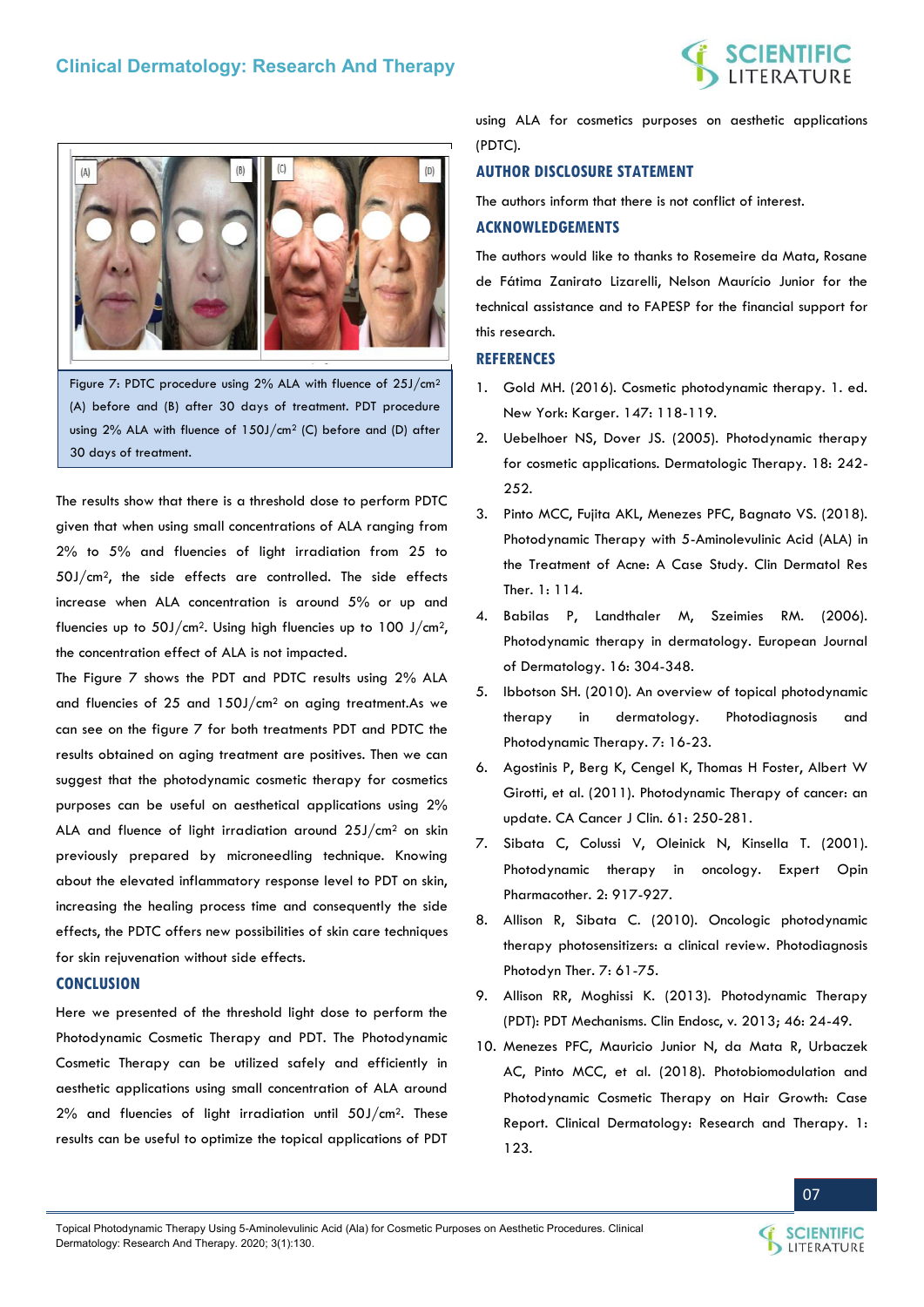Figure 7: PDTC procedure using 2% ALA with fluence of 25J/cm$^2$ (A) before and (B) after 30 days of treatment. PDT procedure using 2% ALA with fluence of 150J/cm$^2$ (C) before and (D) after 30 days of treatment.

The results show that there is a threshold dose to perform PDTC given that when using small concentrations of ALA ranging from 2% to 5% and fluencies of light irradiation from 25 to 50J/cm$^2$, the side effects are controlled. The side effects increase when ALA concentration is around 5% or up and fluencies up to 50J/cm$^2$. Using high fluencies up to 100 J/cm$^2$, the concentration effect of ALA is not impacted.

The Figure 7 shows the PDT and PDTC results using 2% ALA and fluencies of 25 and 150J/cm$^2$ on aging treatment.As we can see on the figure 7 for both treatments PDT and PDTC the results obtained on aging treatment are positives. Then we can suggest that the photodynamic cosmetic therapy for cosmetics purposes can be useful on aesthetical applications using 2% ALA and fluence of light irradiation around 25J/cm$^2$ on skin previously prepared by microneedling technique. Knowing about the elevated inflammatory response level to PDT on skin, increasing the healing process time and consequently the side effects, the PDTC offers new possibilities of skin care techniques for skin rejuvenation without side effects.

## CONCLUSION

Here we presented of the threshold light dose to perform the Photodynamic Cosmetic Therapy and PDT. The Photodynamic Cosmetic Therapy can be utilized safely and efficiently in aesthetic applications using small concentration of ALA around 2% and fluencies of light irradiation until 50J/cm$^2$. These results can be useful to optimize the topical applications of PDT using ALA for cosmetics purposes on aesthetic applications (PDTC).

## AUTHOR DISCLOSURE STATEMENT

The authors inform that there is not conflict of interest.

## ACKNOWLEDGEMENTS

The authors would like to thanks to Rosemeire da Mata, Rosane de Fátima Zanirato Lizarelli, Nelson Maurício Junior for the technical assistance and to FAPESP for the financial support for this research.

## REFERENCES

1. Gold MH. (2016). Cosmetic photodynamic therapy. 1. ed. New York: Karger. 147: 118-119.
2. Uebelhoer NS, Dover JS. (2005). Photodynamic therapy for cosmetic applications. Dermatologic Therapy. 18: 242-252.
3. Pinto MCC, Fujita AKL, Menezes PFC, Bagnato VS. (2018). Photodynamic Therapy with 5-Aminolevulinic Acid (ALA) in the Treatment of Acne: A Case Study. Clin Dermatol Res Ther. 1: 114.
4. Babilas P, Landthaler M, Szeimies RM. (2006). Photodynamic therapy in dermatology. European Journal of Dermatology. 16: 304-348.
5. Ibbotson SH. (2010). An overview of topical photodynamic therapy in dermatology. Photodiagnosis and Photodynamic Therapy. 7: 16-23.
6. Agostinis P, Berg K, Cengel K, Thomas H Foster, Albert W Girotti, et al. (2011). Photodynamic Therapy of cancer: an update. CA Cancer J Clin. 61: 250-281.
7. Sibata C, Colussi V, Oleinick N, Kinsella T. (2001). Photodynamic therapy in oncology. Expert Opin Pharmacother. 2: 917-927.
8. Allison R, Sibata C. (2010). Oncologic photodynamic therapy photosensitizers: a clinical review. Photodiagnosis Photodyn Ther. 7: 61-75.
9. Allison RR, Moghissi K. (2013). Photodynamic Therapy (PDT): PDT Mechanisms. Clin Endosc, v. 2013; 46: 24-49.
10. Menezes PFC, Mauricio Junior N, da Mata R, Urbaczek AC, Pinto MCC, et al. (2018). Photobiomodulation and Photodynamic Cosmetic Therapy on Hair Growth: Case Report. Clinical Dermatology: Research and Therapy. 1: 123.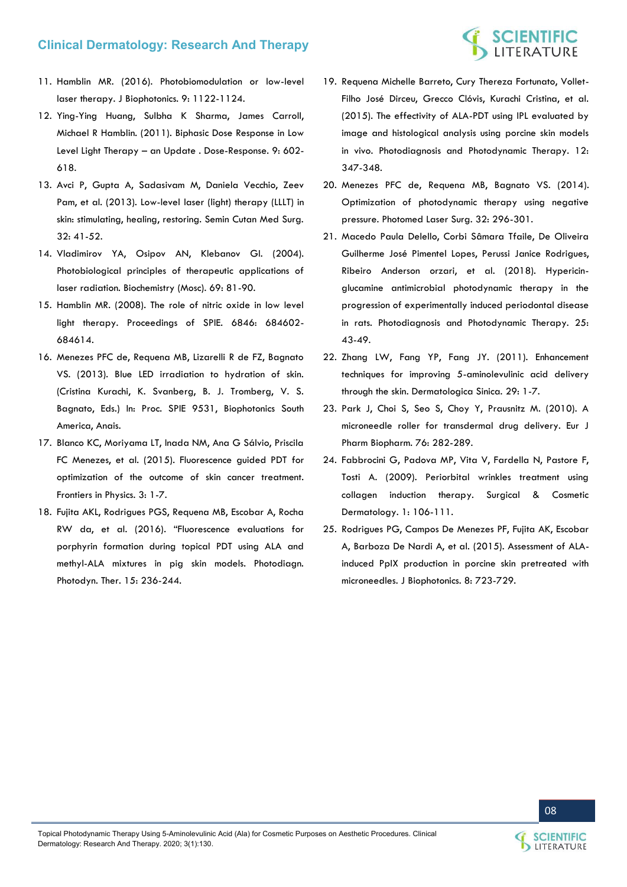11. Hamblin MR. (2016). Photobiomodulation or low-level laser therapy. J Biophotonics. 9: 1122-1124.
12. Ying-Ying Huang, Sulbha K Sharma, James Carroll, Michael R Hamblin. (2011). Biphasic Dose Response in Low Level Light Therapy – an Update . Dose-Response. 9: 602-618.
13. Avci P, Gupta A, Sadasivam M, Daniela Vecchio, Zeev Pam, et al. (2013). Low-level laser (light) therapy (LLLT) in skin: stimulating, healing, restoring. Semin Cutan Med Surg. 32: 41-52.
14. Vladimirov YA, Osipov AN, Klebanov GI. (2004). Photobiological principles of therapeutic applications of laser radiation. Biochemistry (Mosc). 69: 81-90.
15. Hamblin MR. (2008). The role of nitric oxide in low level light therapy. Proceedings of SPIE. 6846: 684602-684614.
16. Menezes PFC de, Requena MB, Lizarelli R de FZ, Bagnato VS. (2013). Blue LED irradiation to hydration of skin. (Cristina Kurachi, K. Svanberg, B. J. Tromberg, V. S. Bagnato, Eds.) In: Proc. SPIE 9531, Biophotonics South America, Anais.
17. Blanco KC, Moriyama LT, Inada NM, Ana G Sálvio, Priscila FC Menezes, et al. (2015). Fluorescence guided PDT for optimization of the outcome of skin cancer treatment. Frontiers in Physics. 3: 1-7.
18. Fujita AKL, Rodrigues PGS, Requena MB, Escobar A, Rocha RW da, et al. (2016). "Fluorescence evaluations for porphyrin formation during topical PDT using ALA and methyl-ALA mixtures in pig skin models. Photodiagn. Photodyn. Ther. 15: 236-244.
19. Requena Michelle Barreto, Cury Thereza Fortunato, Vollet-Filho José Dirceu, Grecco Clóvis, Kurachi Cristina, et al. (2015). The effectivity of ALA-PDT using IPL evaluated by image and histological analysis using porcine skin models in vivo. Photodiagnosis and Photodynamic Therapy. 12: 347-348.
20. Menezes PFC de, Requena MB, Bagnato VS. (2014). Optimization of photodynamic therapy using negative pressure. Photomed Laser Surg. 32: 296-301.
21. Macedo Paula Delello, Corbi Sâmara Tfaile, De Oliveira Guilherme José Pimentel Lopes, Perussi Janice Rodrigues, Ribeiro Anderson orzari, et al. (2018). Hypericin-glucamine antimicrobial photodynamic therapy in the progression of experimentally induced periodontal disease in rats. Photodiagnosis and Photodynamic Therapy. 25: 43-49.
22. Zhang LW, Fang YP, Fang JY. (2011). Enhancement techniques for improving 5-aminolevulinic acid delivery through the skin. Dermatologica Sinica. 29: 1-7.
23. Park J, Choi S, Seo S, Choy Y, Prausnitz M. (2010). A microneedle roller for transdermal drug delivery. Eur J Pharm Biopharm. 76: 282-289.
24. Fabbrocini G, Padova MP, Vita V, Fardella N, Pastore F, Tosti A. (2009). Periorbital wrinkles treatment using collagen induction therapy. Surgical & Cosmetic Dermatology. 1: 106-111.
25. Rodrigues PG, Campos De Menezes PF, Fujita AK, Escobar A, Barboza De Nardi A, et al. (2015). Assessment of ALA-induced PpIX production in porcine skin pretreated with microneedles. J Biophotonics. 8: 723-729.